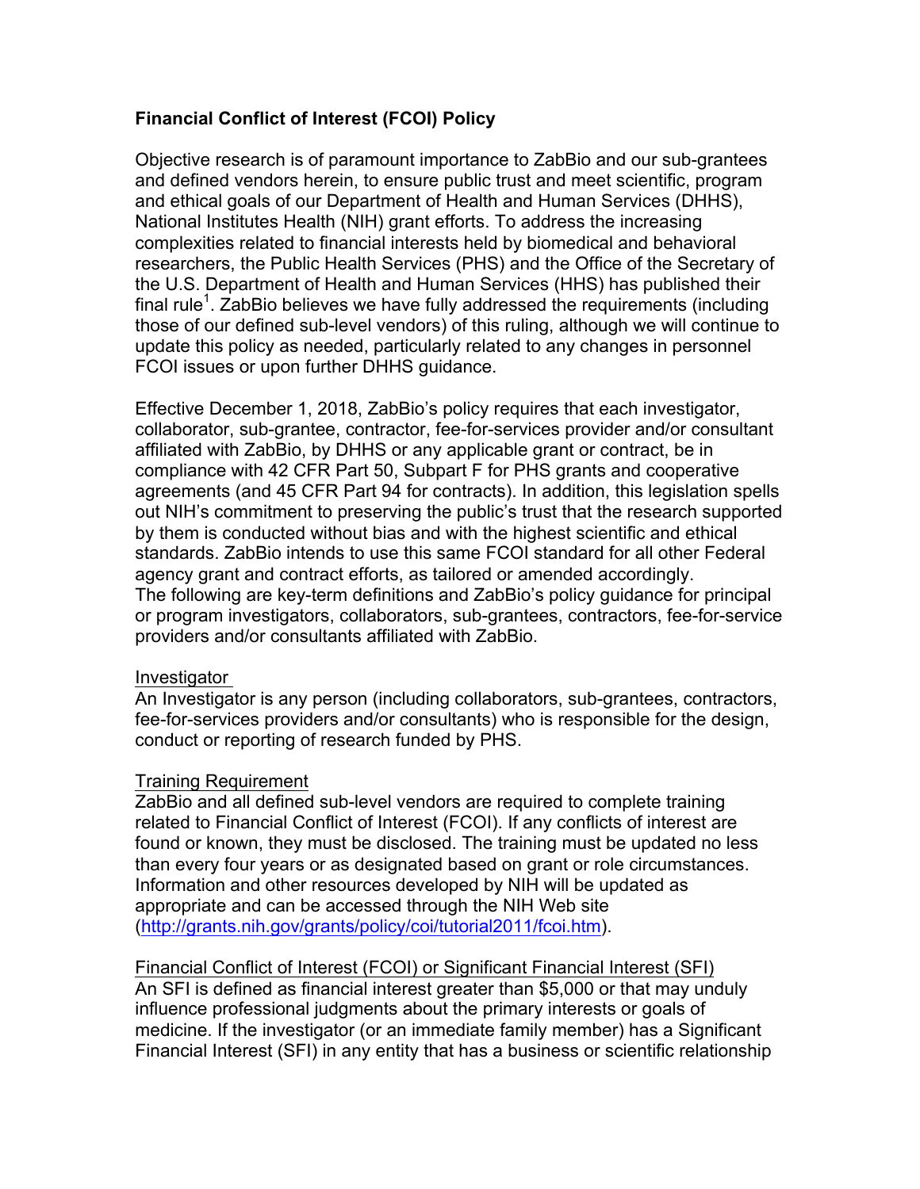**Financial Conflict of Interest (FCOI) Policy**

Objective research is of paramount importance to ZabBio and our sub-grantees and defined vendors herein, to ensure public trust and meet scientific, program and ethical goals of our Department of Health and Human Services (DHHS), National Institutes Health (NIH) grant efforts. To address the increasing complexities related to financial interests held by biomedical and behavioral researchers, the Public Health Services (PHS) and the Office of the Secretary of the U.S. Department of Health and Human Services (HHS) has published their final rule[1]. ZabBio believes we have fully addressed the requirements (including those of our defined sub-level vendors) of this ruling, although we will continue to update this policy as needed, particularly related to any changes in personnel FCOI issues or upon further DHHS guidance.

Effective December 1, 2018, ZabBio's policy requires that each investigator, collaborator, sub-grantee, contractor, fee-for-services provider and/or consultant affiliated with ZabBio, by DHHS or any applicable grant or contract, be in compliance with 42 CFR Part 50, Subpart F for PHS grants and cooperative agreements (and 45 CFR Part 94 for contracts). In addition, this legislation spells out NIH's commitment to preserving the public's trust that the research supported by them is conducted without bias and with the highest scientific and ethical standards. ZabBio intends to use this same FCOI standard for all other Federal agency grant and contract efforts, as tailored or amended accordingly.
The following are key-term definitions and ZabBio's policy guidance for principal or program investigators, collaborators, sub-grantees, contractors, fee-for-service providers and/or consultants affiliated with ZabBio.

Investigator
An Investigator is any person (including collaborators, sub-grantees, contractors, fee-for-services providers and/or consultants) who is responsible for the design, conduct or reporting of research funded by PHS.

Training Requirement
ZabBio and all defined sub-level vendors are required to complete training related to Financial Conflict of Interest (FCOI). If any conflicts of interest are found or known, they must be disclosed. The training must be updated no less than every four years or as designated based on grant or role circumstances. Information and other resources developed by NIH will be updated as appropriate and can be accessed through the NIH Web site (http://grants.nih.gov/grants/policy/coi/tutorial2011/fcoi.htm).

Financial Conflict of Interest (FCOI) or Significant Financial Interest (SFI)
An SFI is defined as financial interest greater than $5,000 or that may unduly influence professional judgments about the primary interests or goals of medicine. If the investigator (or an immediate family member) has a Significant Financial Interest (SFI) in any entity that has a business or scientific relationship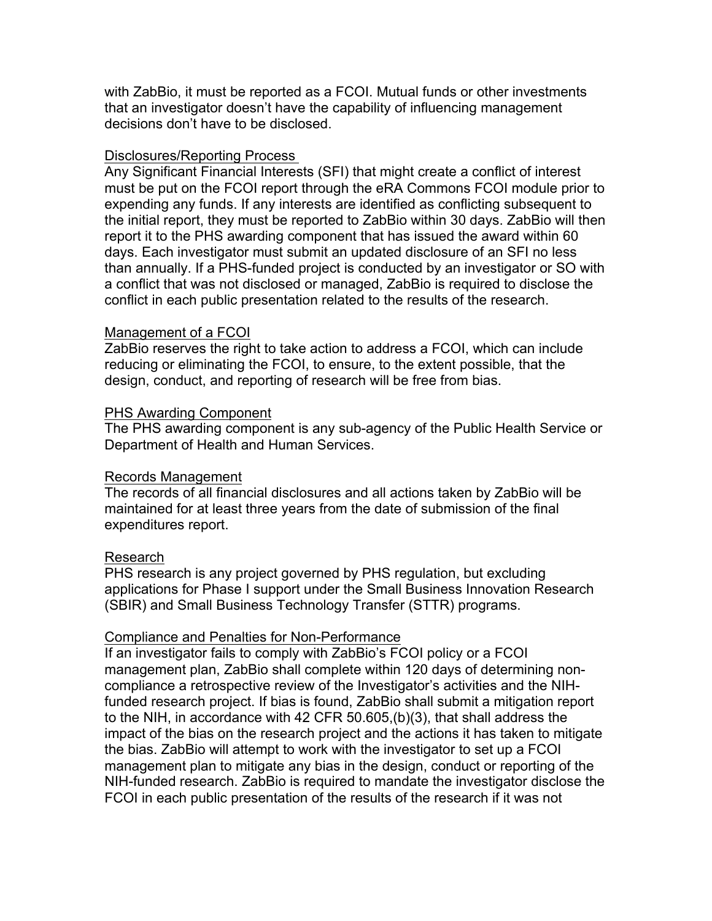with ZabBio, it must be reported as a FCOI. Mutual funds or other investments that an investigator doesn't have the capability of influencing management decisions don't have to be disclosed.

## Disclosures/Reporting Process

Any Significant Financial Interests (SFI) that might create a conflict of interest must be put on the FCOI report through the eRA Commons FCOI module prior to expending any funds. If any interests are identified as conflicting subsequent to the initial report, they must be reported to ZabBio within 30 days. ZabBio will then report it to the PHS awarding component that has issued the award within 60 days. Each investigator must submit an updated disclosure of an SFI no less than annually. If a PHS-funded project is conducted by an investigator or SO with a conflict that was not disclosed or managed, ZabBio is required to disclose the conflict in each public presentation related to the results of the research.

## Management of a FCOI

ZabBio reserves the right to take action to address a FCOI, which can include reducing or eliminating the FCOI, to ensure, to the extent possible, that the design, conduct, and reporting of research will be free from bias.

## PHS Awarding Component

The PHS awarding component is any sub-agency of the Public Health Service or Department of Health and Human Services.

## Records Management

The records of all financial disclosures and all actions taken by ZabBio will be maintained for at least three years from the date of submission of the final expenditures report.

## Research

PHS research is any project governed by PHS regulation, but excluding applications for Phase I support under the Small Business Innovation Research (SBIR) and Small Business Technology Transfer (STTR) programs.

## Compliance and Penalties for Non-Performance

If an investigator fails to comply with ZabBio's FCOI policy or a FCOI management plan, ZabBio shall complete within 120 days of determining non-compliance a retrospective review of the Investigator's activities and the NIH-funded research project. If bias is found, ZabBio shall submit a mitigation report to the NIH, in accordance with 42 CFR 50.605,(b)(3), that shall address the impact of the bias on the research project and the actions it has taken to mitigate the bias. ZabBio will attempt to work with the investigator to set up a FCOI management plan to mitigate any bias in the design, conduct or reporting of the NIH-funded research. ZabBio is required to mandate the investigator disclose the FCOI in each public presentation of the results of the research if it was not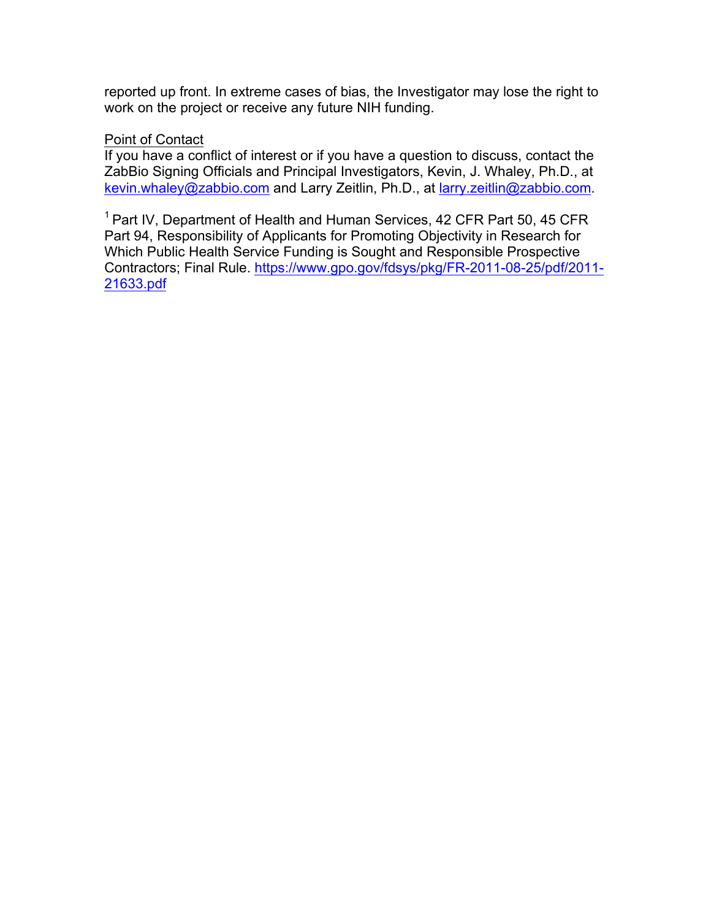reported up front. In extreme cases of bias, the Investigator may lose the right to work on the project or receive any future NIH funding.

Point of Contact

If you have a conflict of interest or if you have a question to discuss, contact the ZabBio Signing Officials and Principal Investigators, Kevin, J. Whaley, Ph.D., at kevin.whaley@zabbio.com and Larry Zeitlin, Ph.D., at larry.zeitlin@zabbio.com.

[1] Part IV, Department of Health and Human Services, 42 CFR Part 50, 45 CFR Part 94, Responsibility of Applicants for Promoting Objectivity in Research for Which Public Health Service Funding is Sought and Responsible Prospective Contractors; Final Rule. https://www.gpo.gov/fdsys/pkg/FR-2011-08-25/pdf/2011-21633.pdf